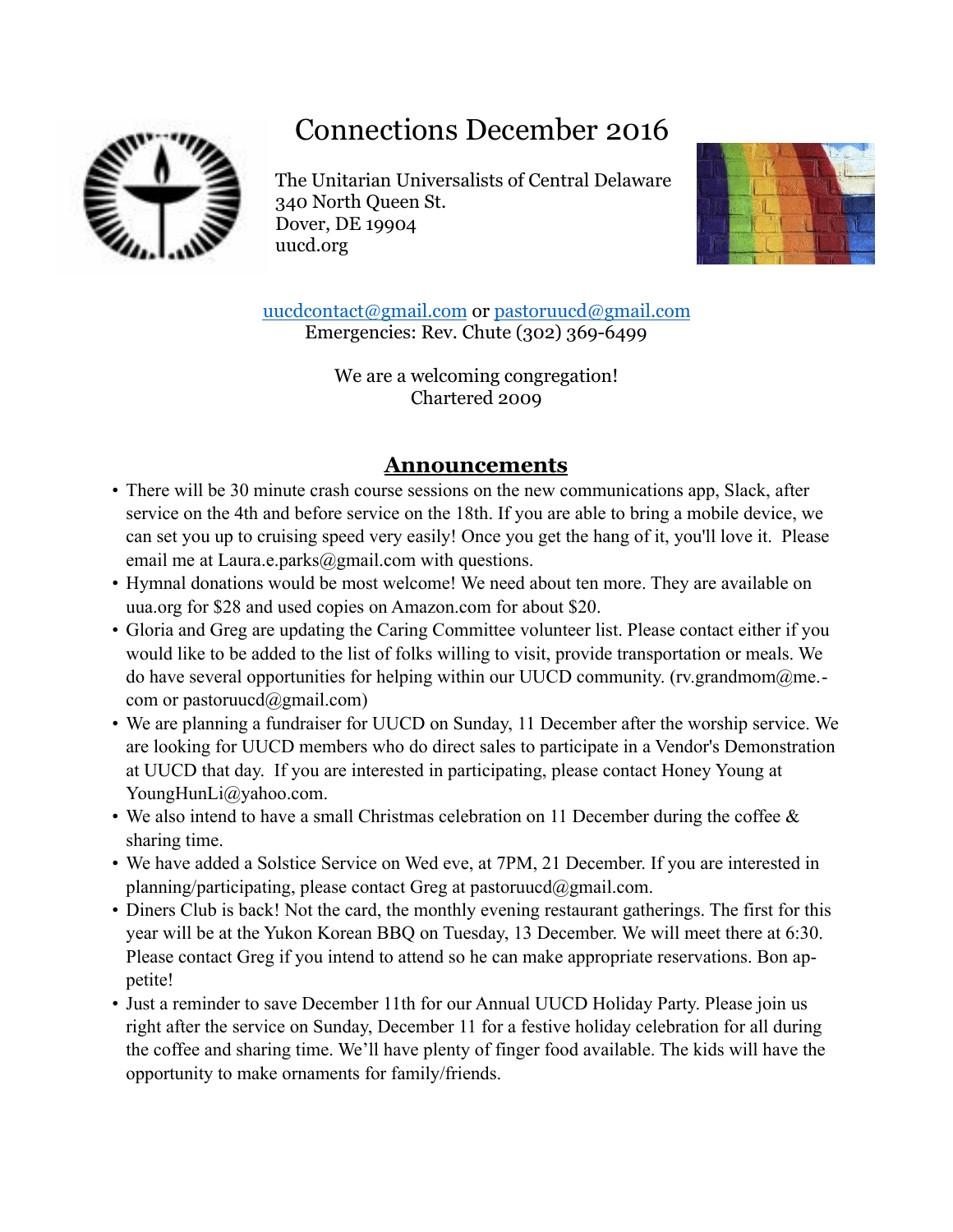# Connections December 2016

The Unitarian Universalists of Central Delaware
340 North Queen St.
Dover, DE 19904
uucd.org

uucdcontact@gmail.com or pastoruucd@gmail.com
Emergencies: Rev. Chute (302) 369-6499

We are a welcoming congregation!
Chartered 2009

## Announcements

- There will be 30 minute crash course sessions on the new communications app, Slack, after service on the 4th and before service on the 18th. If you are able to bring a mobile device, we can set you up to cruising speed very easily! Once you get the hang of it, you'll love it. Please email me at Laura.e.parks@gmail.com with questions.
- Hymnal donations would be most welcome! We need about ten more. They are available on uua.org for $28 and used copies on Amazon.com for about $20.
- Gloria and Greg are updating the Caring Committee volunteer list. Please contact either if you would like to be added to the list of folks willing to visit, provide transportation or meals. We do have several opportunities for helping within our UUCD community. (rv.grandmom@me.com or pastoruucd@gmail.com)
- We are planning a fundraiser for UUCD on Sunday, 11 December after the worship service. We are looking for UUCD members who do direct sales to participate in a Vendor's Demonstration at UUCD that day. If you are interested in participating, please contact Honey Young at YoungHunLi@yahoo.com.
- We also intend to have a small Christmas celebration on 11 December during the coffee & sharing time.
- We have added a Solstice Service on Wed eve, at 7PM, 21 December. If you are interested in planning/participating, please contact Greg at pastoruucd@gmail.com.
- Diners Club is back! Not the card, the monthly evening restaurant gatherings. The first for this year will be at the Yukon Korean BBQ on Tuesday, 13 December. We will meet there at 6:30. Please contact Greg if you intend to attend so he can make appropriate reservations. Bon appetite!
- Just a reminder to save December 11th for our Annual UUCD Holiday Party. Please join us right after the service on Sunday, December 11 for a festive holiday celebration for all during the coffee and sharing time. We'll have plenty of finger food available. The kids will have the opportunity to make ornaments for family/friends.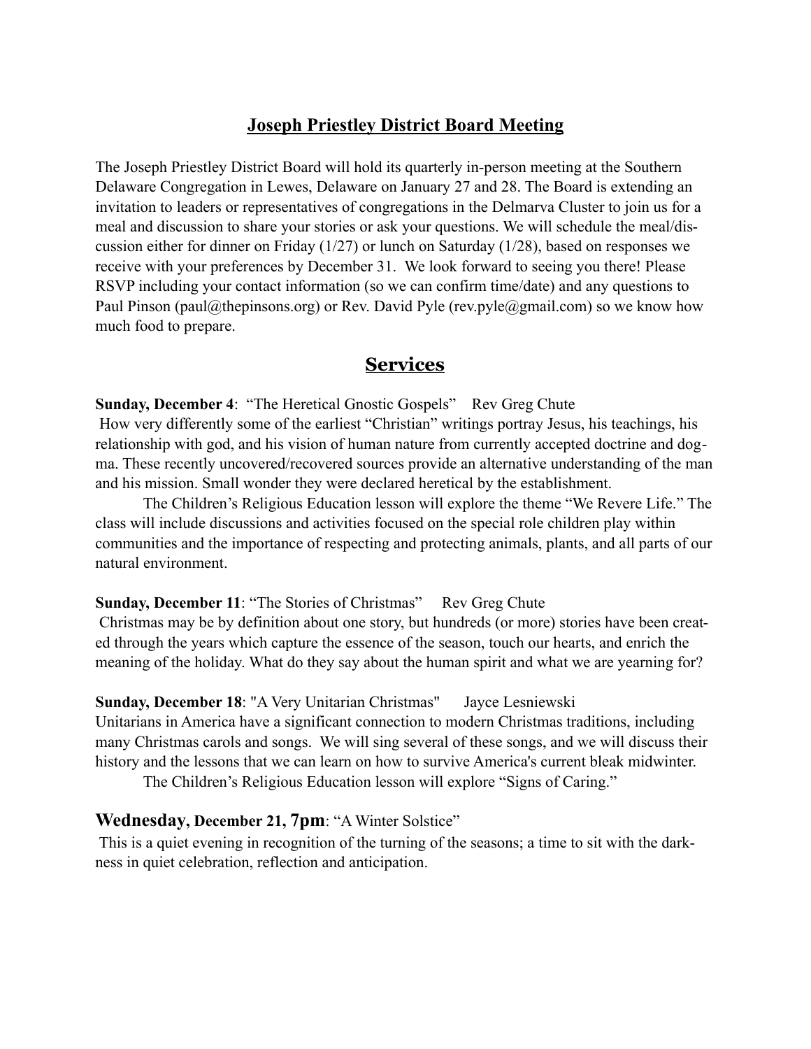## Joseph Priestley District Board Meeting

The Joseph Priestley District Board will hold its quarterly in-person meeting at the Southern Delaware Congregation in Lewes, Delaware on January 27 and 28. The Board is extending an invitation to leaders or representatives of congregations in the Delmarva Cluster to join us for a meal and discussion to share your stories or ask your questions. We will schedule the meal/discussion either for dinner on Friday (1/27) or lunch on Saturday (1/28), based on responses we receive with your preferences by December 31. We look forward to seeing you there! Please RSVP including your contact information (so we can confirm time/date) and any questions to Paul Pinson (paul@thepinsons.org) or Rev. David Pyle (rev.pyle@gmail.com) so we know how much food to prepare.

## Services

**Sunday, December 4**: "The Heretical Gnostic Gospels" Rev Greg Chute

How very differently some of the earliest "Christian" writings portray Jesus, his teachings, his relationship with god, and his vision of human nature from currently accepted doctrine and dogma. These recently uncovered/recovered sources provide an alternative understanding of the man and his mission. Small wonder they were declared heretical by the establishment.

The Children's Religious Education lesson will explore the theme "We Revere Life." The class will include discussions and activities focused on the special role children play within communities and the importance of respecting and protecting animals, plants, and all parts of our natural environment.

**Sunday, December 11**: "The Stories of Christmas" Rev Greg Chute

Christmas may be by definition about one story, but hundreds (or more) stories have been created through the years which capture the essence of the season, touch our hearts, and enrich the meaning of the holiday. What do they say about the human spirit and what we are yearning for?

**Sunday, December 18**: "A Very Unitarian Christmas" Jayce Lesniewski

Unitarians in America have a significant connection to modern Christmas traditions, including many Christmas carols and songs. We will sing several of these songs, and we will discuss their history and the lessons that we can learn on how to survive America's current bleak midwinter.

The Children's Religious Education lesson will explore "Signs of Caring."

**Wednesday, December 21, 7pm**: "A Winter Solstice"

This is a quiet evening in recognition of the turning of the seasons; a time to sit with the darkness in quiet celebration, reflection and anticipation.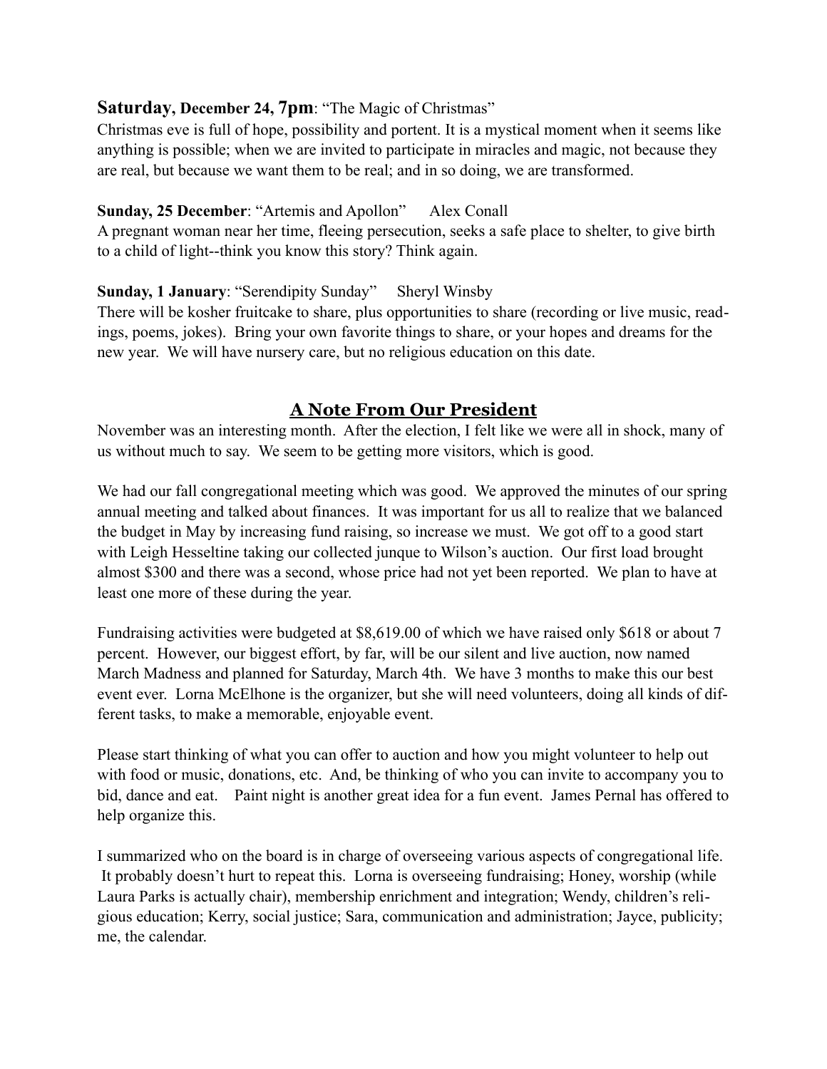**Saturday, December 24, 7pm**: "The Magic of Christmas"
Christmas eve is full of hope, possibility and portent. It is a mystical moment when it seems like anything is possible; when we are invited to participate in miracles and magic, not because they are real, but because we want them to be real; and in so doing, we are transformed.

**Sunday, 25 December**: "Artemis and Apollon"     Alex Conall
A pregnant woman near her time, fleeing persecution, seeks a safe place to shelter, to give birth to a child of light--think you know this story? Think again.

**Sunday, 1 January**: "Serendipity Sunday"     Sheryl Winsby
There will be kosher fruitcake to share, plus opportunities to share (recording or live music, readings, poems, jokes). Bring your own favorite things to share, or your hopes and dreams for the new year. We will have nursery care, but no religious education on this date.

## A Note From Our President

November was an interesting month. After the election, I felt like we were all in shock, many of us without much to say. We seem to be getting more visitors, which is good.

We had our fall congregational meeting which was good. We approved the minutes of our spring annual meeting and talked about finances. It was important for us all to realize that we balanced the budget in May by increasing fund raising, so increase we must. We got off to a good start with Leigh Hesseltine taking our collected junque to Wilson's auction. Our first load brought almost $300 and there was a second, whose price had not yet been reported. We plan to have at least one more of these during the year.

Fundraising activities were budgeted at $8,619.00 of which we have raised only $618 or about 7 percent. However, our biggest effort, by far, will be our silent and live auction, now named March Madness and planned for Saturday, March 4th. We have 3 months to make this our best event ever. Lorna McElhone is the organizer, but she will need volunteers, doing all kinds of different tasks, to make a memorable, enjoyable event.

Please start thinking of what you can offer to auction and how you might volunteer to help out with food or music, donations, etc. And, be thinking of who you can invite to accompany you to bid, dance and eat. Paint night is another great idea for a fun event. James Pernal has offered to help organize this.

I summarized who on the board is in charge of overseeing various aspects of congregational life. It probably doesn't hurt to repeat this. Lorna is overseeing fundraising; Honey, worship (while Laura Parks is actually chair), membership enrichment and integration; Wendy, children's religious education; Kerry, social justice; Sara, communication and administration; Jayce, publicity; me, the calendar.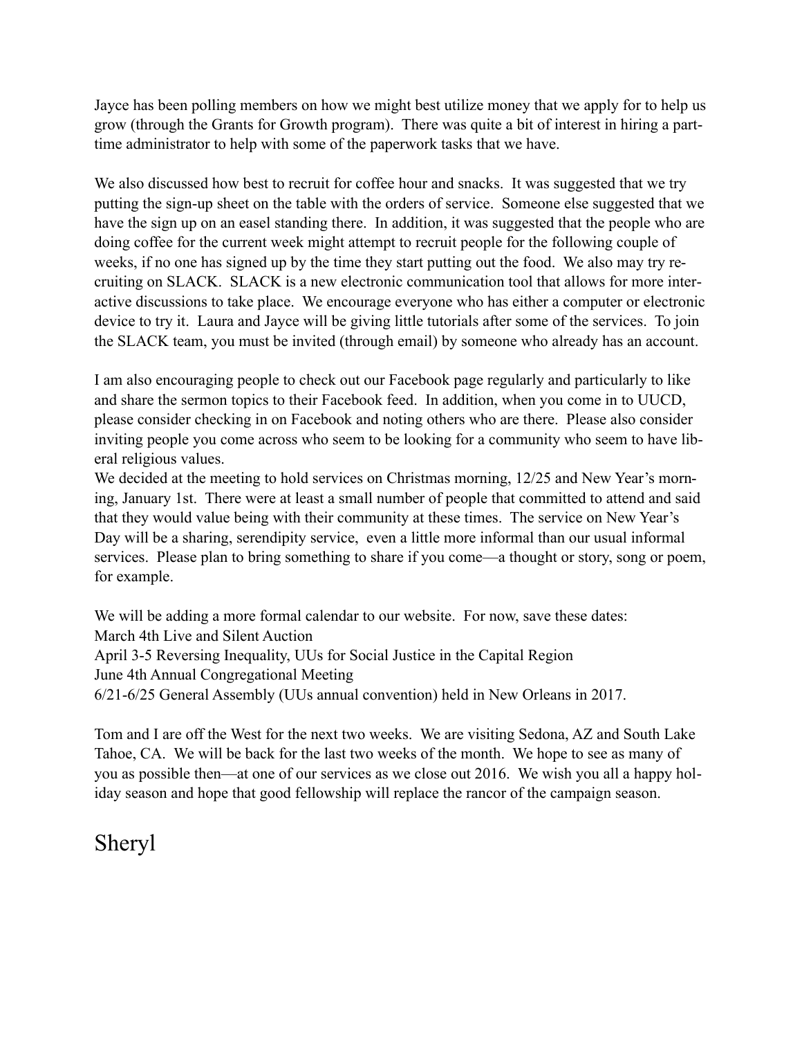Jayce has been polling members on how we might best utilize money that we apply for to help us grow (through the Grants for Growth program). There was quite a bit of interest in hiring a part-time administrator to help with some of the paperwork tasks that we have.

We also discussed how best to recruit for coffee hour and snacks. It was suggested that we try putting the sign-up sheet on the table with the orders of service. Someone else suggested that we have the sign up on an easel standing there. In addition, it was suggested that the people who are doing coffee for the current week might attempt to recruit people for the following couple of weeks, if no one has signed up by the time they start putting out the food. We also may try re-cruiting on SLACK. SLACK is a new electronic communication tool that allows for more inter-active discussions to take place. We encourage everyone who has either a computer or electronic device to try it. Laura and Jayce will be giving little tutorials after some of the services. To join the SLACK team, you must be invited (through email) by someone who already has an account.

I am also encouraging people to check out our Facebook page regularly and particularly to like and share the sermon topics to their Facebook feed. In addition, when you come in to UUCD, please consider checking in on Facebook and noting others who are there. Please also consider inviting people you come across who seem to be looking for a community who seem to have lib-eral religious values.

We decided at the meeting to hold services on Christmas morning, 12/25 and New Year's morn-ing, January 1st. There were at least a small number of people that committed to attend and said that they would value being with their community at these times. The service on New Year's Day will be a sharing, serendipity service, even a little more informal than our usual informal services. Please plan to bring something to share if you come—a thought or story, song or poem, for example.

We will be adding a more formal calendar to our website. For now, save these dates:
March 4th Live and Silent Auction
April 3-5 Reversing Inequality, UUs for Social Justice in the Capital Region
June 4th Annual Congregational Meeting
6/21-6/25 General Assembly (UUs annual convention) held in New Orleans in 2017.

Tom and I are off the West for the next two weeks. We are visiting Sedona, AZ and South Lake Tahoe, CA. We will be back for the last two weeks of the month. We hope to see as many of you as possible then—at one of our services as we close out 2016. We wish you all a happy hol-iday season and hope that good fellowship will replace the rancor of the campaign season.

Sheryl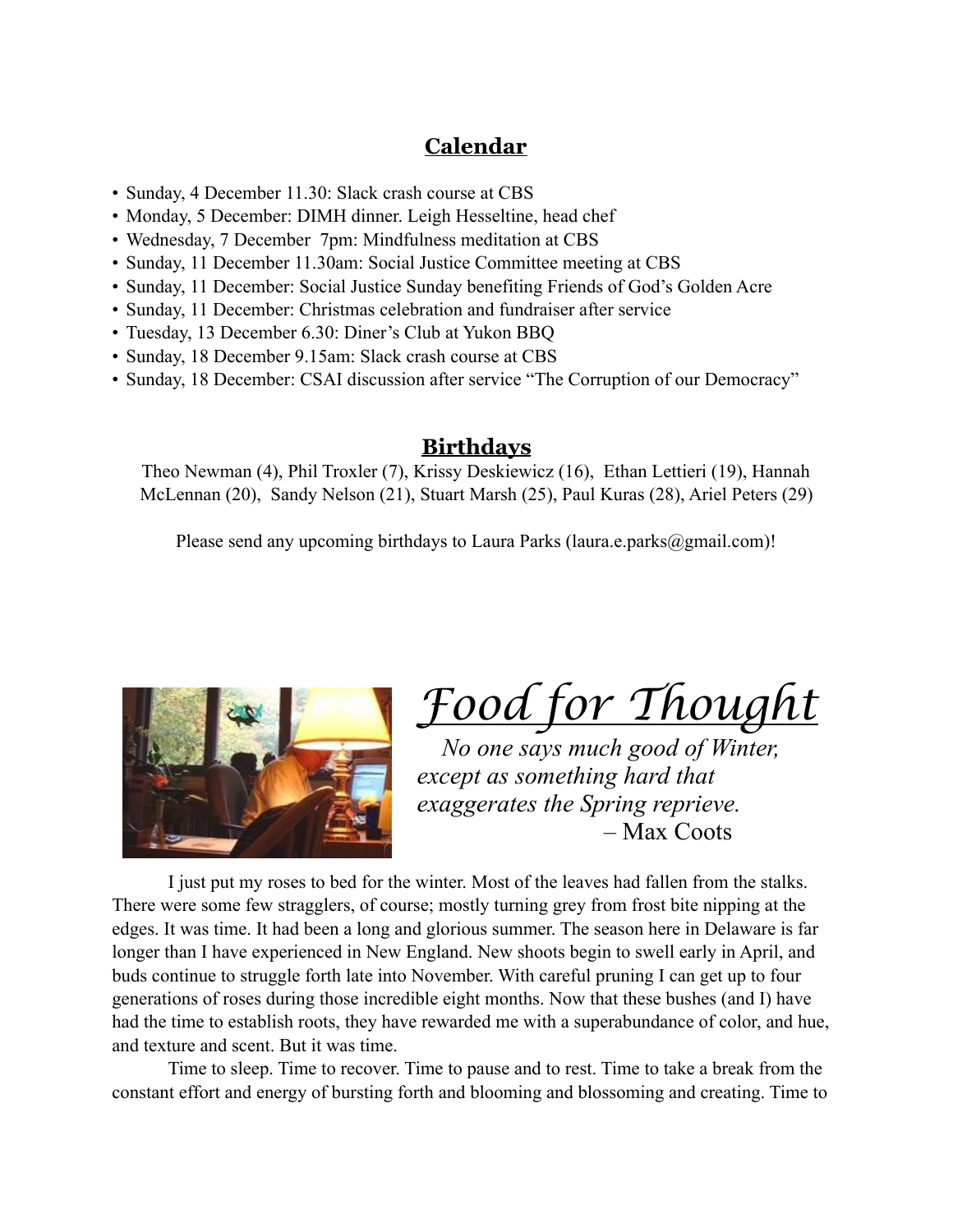## Calendar

- Sunday, 4 December 11.30: Slack crash course at CBS
- Monday, 5 December: DIMH dinner. Leigh Hesseltine, head chef
- Wednesday, 7 December 7pm: Mindfulness meditation at CBS
- Sunday, 11 December 11.30am: Social Justice Committee meeting at CBS
- Sunday, 11 December: Social Justice Sunday benefiting Friends of God's Golden Acre
- Sunday, 11 December: Christmas celebration and fundraiser after service
- Tuesday, 13 December 6.30: Diner's Club at Yukon BBQ
- Sunday, 18 December 9.15am: Slack crash course at CBS
- Sunday, 18 December: CSAI discussion after service "The Corruption of our Democracy"

## Birthdays

Theo Newman (4), Phil Troxler (7), Krissy Deskiewicz (16), Ethan Lettieri (19), Hannah McLennan (20), Sandy Nelson (21), Stuart Marsh (25), Paul Kuras (28), Ariel Peters (29)

Please send any upcoming birthdays to Laura Parks (laura.e.parks@gmail.com)!

## *Food for Thought*

*No one says much good of Winter, except as something hard that exaggerates the Spring reprieve.*
– Max Coots

I just put my roses to bed for the winter. Most of the leaves had fallen from the stalks. There were some few stragglers, of course; mostly turning grey from frost bite nipping at the edges. It was time. It had been a long and glorious summer. The season here in Delaware is far longer than I have experienced in New England. New shoots begin to swell early in April, and buds continue to struggle forth late into November. With careful pruning I can get up to four generations of roses during those incredible eight months. Now that these bushes (and I) have had the time to establish roots, they have rewarded me with a superabundance of color, and hue, and texture and scent. But it was time.

Time to sleep. Time to recover. Time to pause and to rest. Time to take a break from the constant effort and energy of bursting forth and blooming and blossoming and creating. Time to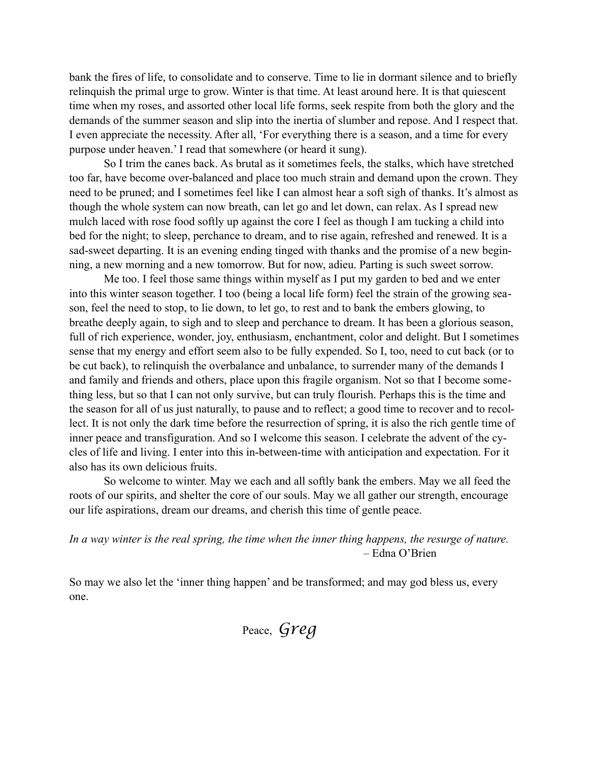bank the fires of life, to consolidate and to conserve. Time to lie in dormant silence and to briefly relinquish the primal urge to grow. Winter is that time. At least around here. It is that quiescent time when my roses, and assorted other local life forms, seek respite from both the glory and the demands of the summer season and slip into the inertia of slumber and repose. And I respect that. I even appreciate the necessity. After all, 'For everything there is a season, and a time for every purpose under heaven.' I read that somewhere (or heard it sung).

So I trim the canes back. As brutal as it sometimes feels, the stalks, which have stretched too far, have become over-balanced and place too much strain and demand upon the crown. They need to be pruned; and I sometimes feel like I can almost hear a soft sigh of thanks. It's almost as though the whole system can now breath, can let go and let down, can relax. As I spread new mulch laced with rose food softly up against the core I feel as though I am tucking a child into bed for the night; to sleep, perchance to dream, and to rise again, refreshed and renewed. It is a sad-sweet departing. It is an evening ending tinged with thanks and the promise of a new beginning, a new morning and a new tomorrow. But for now, adieu. Parting is such sweet sorrow.

Me too. I feel those same things within myself as I put my garden to bed and we enter into this winter season together. I too (being a local life form) feel the strain of the growing season, feel the need to stop, to lie down, to let go, to rest and to bank the embers glowing, to breathe deeply again, to sigh and to sleep and perchance to dream. It has been a glorious season, full of rich experience, wonder, joy, enthusiasm, enchantment, color and delight. But I sometimes sense that my energy and effort seem also to be fully expended. So I, too, need to cut back (or to be cut back), to relinquish the overbalance and unbalance, to surrender many of the demands I and family and friends and others, place upon this fragile organism. Not so that I become something less, but so that I can not only survive, but can truly flourish. Perhaps this is the time and the season for all of us just naturally, to pause and to reflect; a good time to recover and to recollect. It is not only the dark time before the resurrection of spring, it is also the rich gentle time of inner peace and transfiguration. And so I welcome this season. I celebrate the advent of the cycles of life and living. I enter into this in-between-time with anticipation and expectation. For it also has its own delicious fruits.

So welcome to winter. May we each and all softly bank the embers. May we all feed the roots of our spirits, and shelter the core of our souls. May we all gather our strength, encourage our life aspirations, dream our dreams, and cherish this time of gentle peace.

*In a way winter is the real spring, the time when the inner thing happens, the resurge of nature.*
– Edna O'Brien

So may we also let the 'inner thing happen' and be transformed; and may god bless us, every one.

Peace, *Greg*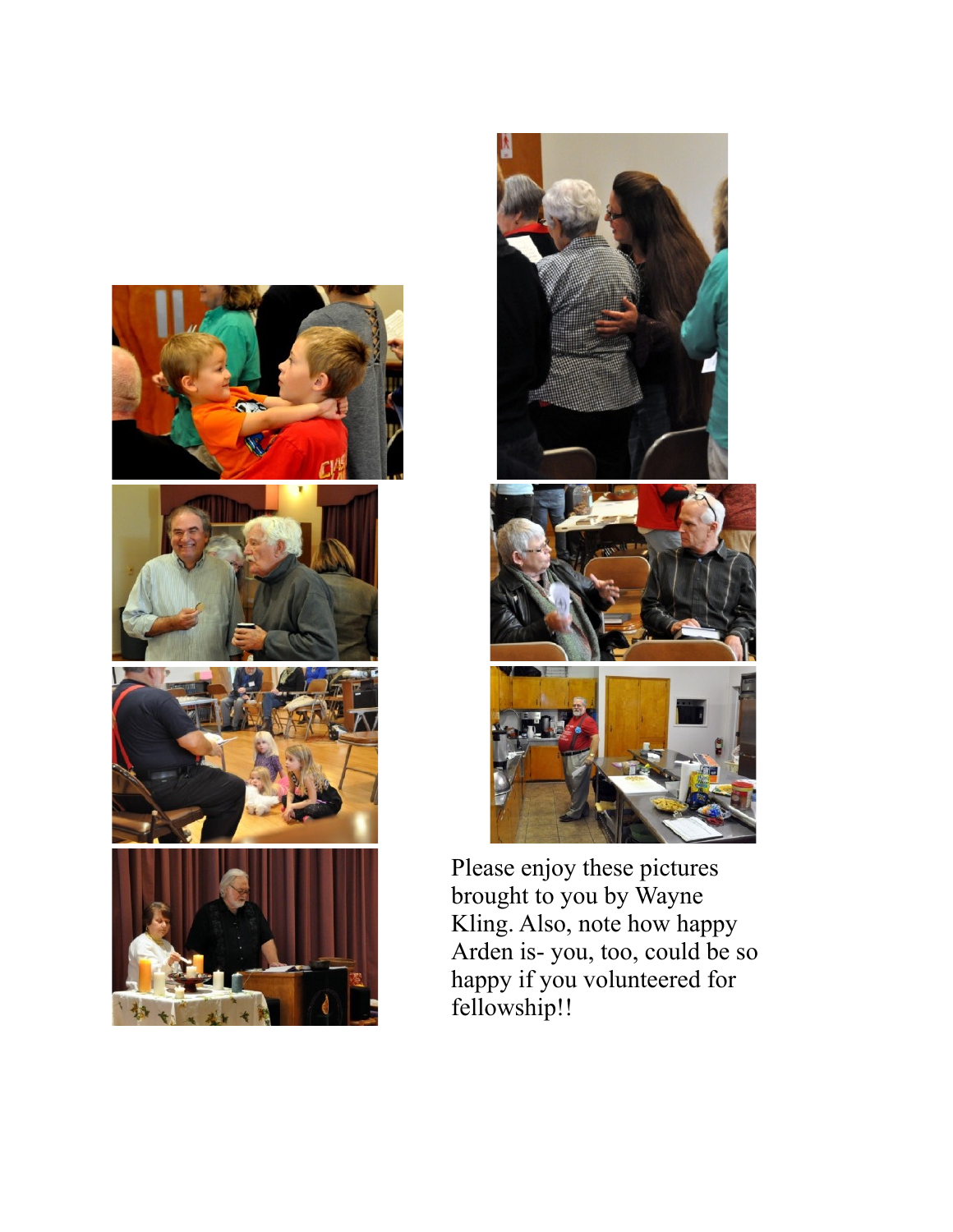Please enjoy these pictures brought to you by Wayne Kling. Also, note how happy Arden is- you, too, could be so happy if you volunteered for fellowship!!